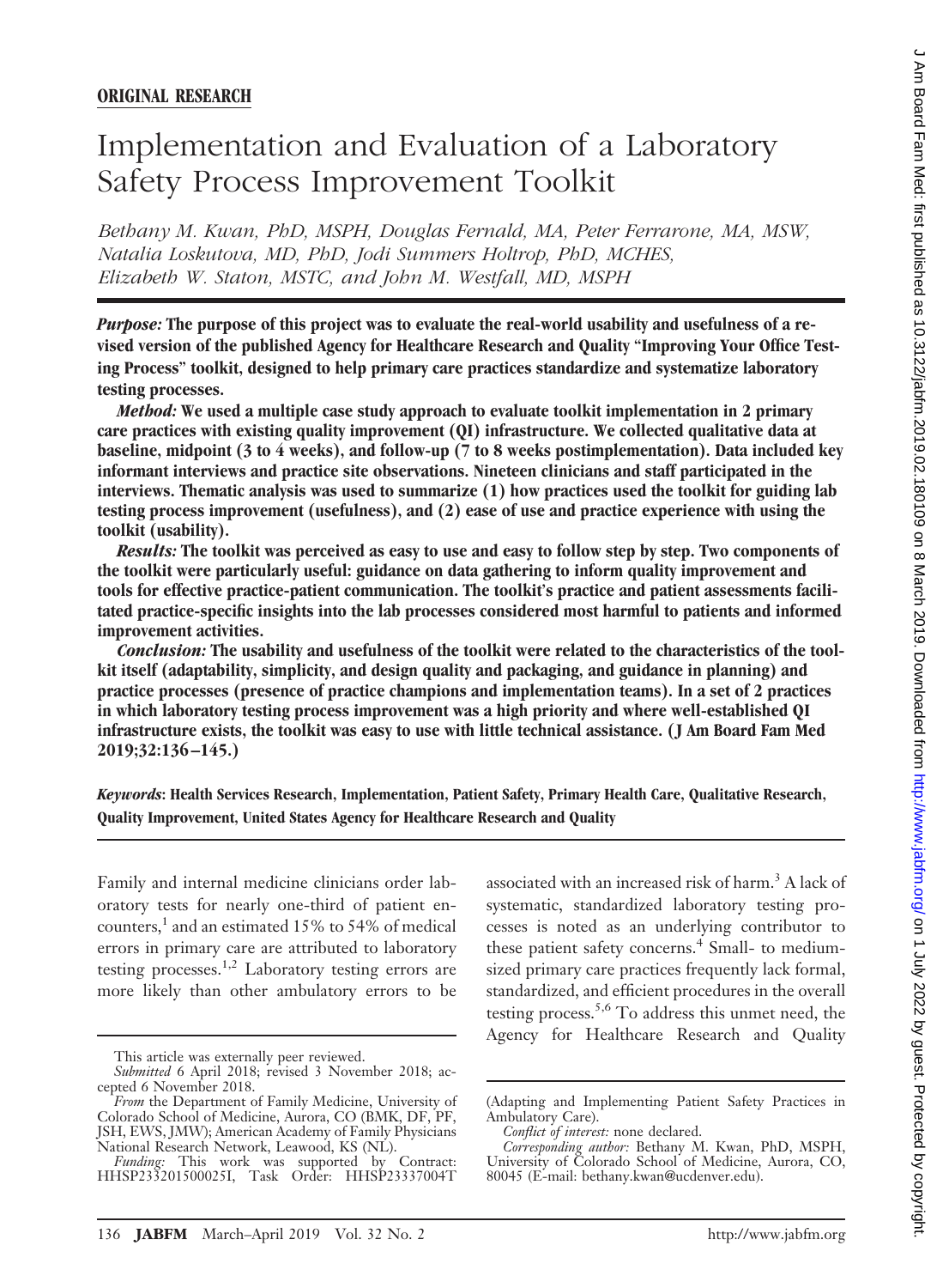**ORIGINAL RESEARCH**

# Implementation and Evaluation of a Laboratory Safety Process Improvement Toolkit

*Bethany M. Kwan, PhD, MSPH, Douglas Fernald, MA, Peter Ferrarone, MA, MSW, Natalia Loskutova, MD, PhD, Jodi Summers Holtrop, PhD, MCHES, Elizabeth W. Staton, MSTC, and John M. Westfall, MD, MSPH*

***Purpose:*** **The purpose of this project was to evaluate the real-world usability and usefulness of a revised version of the published Agency for Healthcare Research and Quality "Improving Your Office Testing Process" toolkit, designed to help primary care practices standardize and systematize laboratory testing processes.**

***Method:*** **We used a multiple case study approach to evaluate toolkit implementation in 2 primary care practices with existing quality improvement (QI) infrastructure. We collected qualitative data at baseline, midpoint (3 to 4 weeks), and follow-up (7 to 8 weeks postimplementation). Data included key informant interviews and practice site observations. Nineteen clinicians and staff participated in the interviews. Thematic analysis was used to summarize (1) how practices used the toolkit for guiding lab testing process improvement (usefulness), and (2) ease of use and practice experience with using the toolkit (usability).**

***Results:*** **The toolkit was perceived as easy to use and easy to follow step by step. Two components of the toolkit were particularly useful: guidance on data gathering to inform quality improvement and tools for effective practice-patient communication. The toolkit's practice and patient assessments facilitated practice-specific insights into the lab processes considered most harmful to patients and informed improvement activities.**

***Conclusion:*** **The usability and usefulness of the toolkit were related to the characteristics of the toolkit itself (adaptability, simplicity, and design quality and packaging, and guidance in planning) and practice processes (presence of practice champions and implementation teams). In a set of 2 practices in which laboratory testing process improvement was a high priority and where well-established QI infrastructure exists, the toolkit was easy to use with little technical assistance. (J Am Board Fam Med 2019;32:136–145.)**

***Keywords*****: Health Services Research, Implementation, Patient Safety, Primary Health Care, Qualitative Research, Quality Improvement, United States Agency for Healthcare Research and Quality**

Family and internal medicine clinicians order laboratory tests for nearly one-third of patient encounters,[1] and an estimated 15% to 54% of medical errors in primary care are attributed to laboratory testing processes.[1,2] Laboratory testing errors are more likely than other ambulatory errors to be associated with an increased risk of harm.[3] A lack of systematic, standardized laboratory testing processes is noted as an underlying contributor to these patient safety concerns.[4] Small- to medium-sized primary care practices frequently lack formal, standardized, and efficient procedures in the overall testing process.[5,6] To address this unmet need, the Agency for Healthcare Research and Quality

This article was externally peer reviewed.

*Submitted* 6 April 2018; revised 3 November 2018; accepted 6 November 2018.

*From* the Department of Family Medicine, University of Colorado School of Medicine, Aurora, CO (BMK, DF, PF, JSH, EWS, JMW); American Academy of Family Physicians National Research Network, Leawood, KS (NL).

*Funding:* This work was supported by Contract: HHSP233201500025I, Task Order: HHSP23337004T (Adapting and Implementing Patient Safety Practices in Ambulatory Care).

*Conflict of interest:* none declared.

*Corresponding author:* Bethany M. Kwan, PhD, MSPH, University of Colorado School of Medicine, Aurora, CO, 80045 (E-mail: bethany.kwan@ucdenver.edu).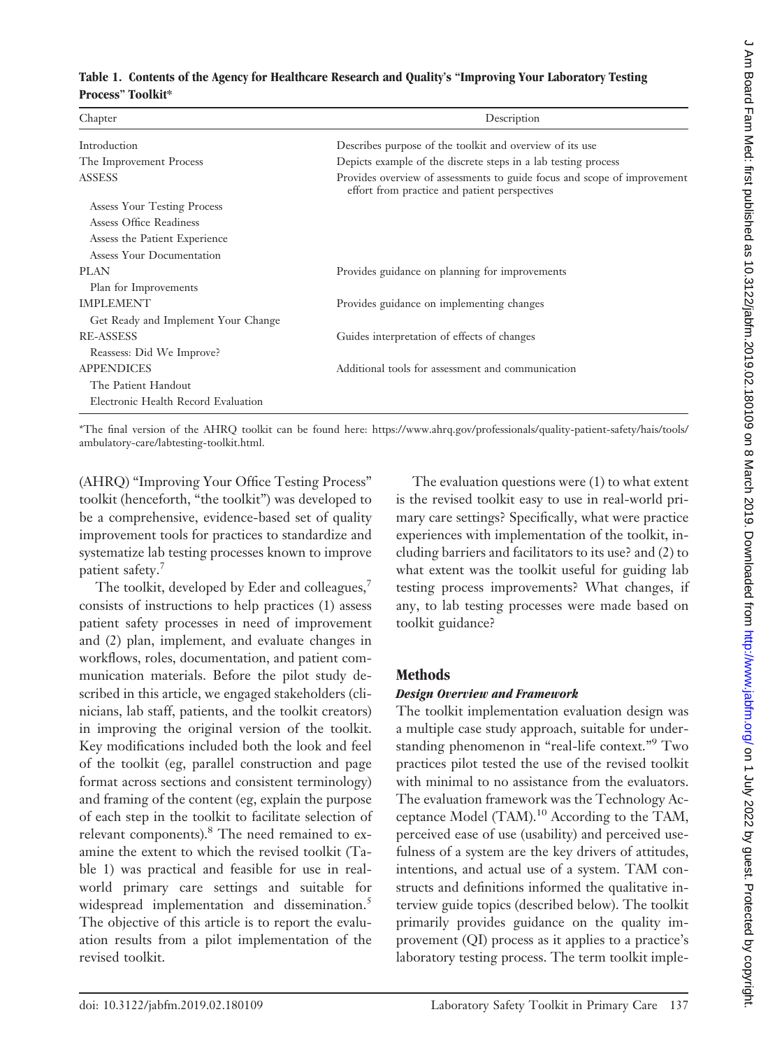**Table 1. Contents of the Agency for Healthcare Research and Quality's "Improving Your Laboratory Testing Process" Toolkit***

| Chapter | Description |
|---|---|
| Introduction | Describes purpose of the toolkit and overview of its use |
| The Improvement Process | Depicts example of the discrete steps in a lab testing process |
| ASSESS | Provides overview of assessments to guide focus and scope of improvement effort from practice and patient perspectives |
| Assess Your Testing Process | |
| Assess Office Readiness | |
| Assess the Patient Experience | |
| Assess Your Documentation | |
| PLAN | Provides guidance on planning for improvements |
| Plan for Improvements | |
| IMPLEMENT | Provides guidance on implementing changes |
| Get Ready and Implement Your Change | |
| RE-ASSESS | Guides interpretation of effects of changes |
| Reassess: Did We Improve? | |
| APPENDICES | Additional tools for assessment and communication |
| The Patient Handout | |
| Electronic Health Record Evaluation | |

*The final version of the AHRQ toolkit can be found here: https://www.ahrq.gov/professionals/quality-patient-safety/hais/tools/ambulatory-care/labtesting-toolkit.html.

(AHRQ) "Improving Your Office Testing Process" toolkit (henceforth, "the toolkit") was developed to be a comprehensive, evidence-based set of quality improvement tools for practices to standardize and systematize lab testing processes known to improve patient safety.[7]

The toolkit, developed by Eder and colleagues,[7] consists of instructions to help practices (1) assess patient safety processes in need of improvement and (2) plan, implement, and evaluate changes in workflows, roles, documentation, and patient communication materials. Before the pilot study described in this article, we engaged stakeholders (clinicians, lab staff, patients, and the toolkit creators) in improving the original version of the toolkit. Key modifications included both the look and feel of the toolkit (eg, parallel construction and page format across sections and consistent terminology) and framing of the content (eg, explain the purpose of each step in the toolkit to facilitate selection of relevant components).[8] The need remained to examine the extent to which the revised toolkit (Table 1) was practical and feasible for use in real-world primary care settings and suitable for widespread implementation and dissemination.[5] The objective of this article is to report the evaluation results from a pilot implementation of the revised toolkit.

The evaluation questions were (1) to what extent is the revised toolkit easy to use in real-world primary care settings? Specifically, what were practice experiences with implementation of the toolkit, including barriers and facilitators to its use? and (2) to what extent was the toolkit useful for guiding lab testing process improvements? What changes, if any, to lab testing processes were made based on toolkit guidance?

## Methods

### *Design Overview and Framework*

The toolkit implementation evaluation design was a multiple case study approach, suitable for understanding phenomenon in "real-life context."[9] Two practices pilot tested the use of the revised toolkit with minimal to no assistance from the evaluators. The evaluation framework was the Technology Acceptance Model (TAM).[10] According to the TAM, perceived ease of use (usability) and perceived usefulness of a system are the key drivers of attitudes, intentions, and actual use of a system. TAM constructs and definitions informed the qualitative interview guide topics (described below). The toolkit primarily provides guidance on the quality improvement (QI) process as it applies to a practice's laboratory testing process. The term toolkit imple-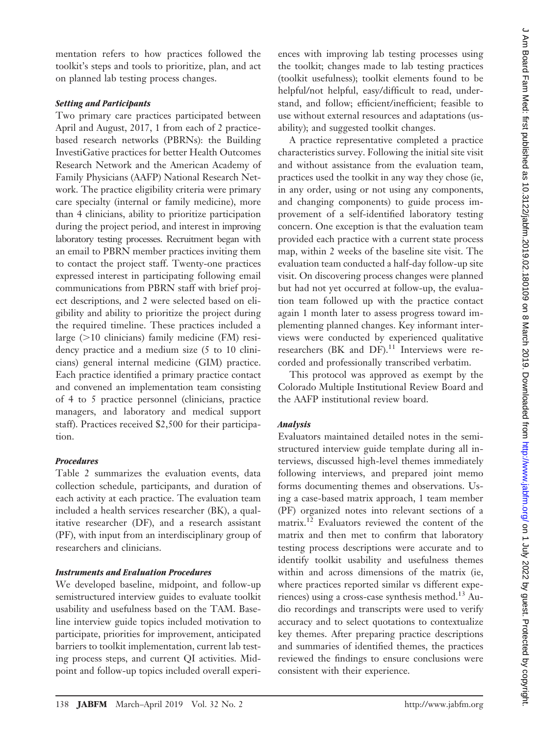mentation refers to how practices followed the toolkit's steps and tools to prioritize, plan, and act on planned lab testing process changes.

### *Setting and Participants*

Two primary care practices participated between April and August, 2017, 1 from each of 2 practice-based research networks (PBRNs): the Building InvestiGative practices for better Health Outcomes Research Network and the American Academy of Family Physicians (AAFP) National Research Network. The practice eligibility criteria were primary care specialty (internal or family medicine), more than 4 clinicians, ability to prioritize participation during the project period, and interest in improving laboratory testing processes. Recruitment began with an email to PBRN member practices inviting them to contact the project staff. Twenty-one practices expressed interest in participating following email communications from PBRN staff with brief project descriptions, and 2 were selected based on eligibility and ability to prioritize the project during the required timeline. These practices included a large (>10 clinicians) family medicine (FM) residency practice and a medium size (5 to 10 clinicians) general internal medicine (GIM) practice. Each practice identified a primary practice contact and convened an implementation team consisting of 4 to 5 practice personnel (clinicians, practice managers, and laboratory and medical support staff). Practices received $2,500 for their participation.

### *Procedures*

Table 2 summarizes the evaluation events, data collection schedule, participants, and duration of each activity at each practice. The evaluation team included a health services researcher (BK), a qualitative researcher (DF), and a research assistant (PF), with input from an interdisciplinary group of researchers and clinicians.

### *Instruments and Evaluation Procedures*

We developed baseline, midpoint, and follow-up semistructured interview guides to evaluate toolkit usability and usefulness based on the TAM. Baseline interview guide topics included motivation to participate, priorities for improvement, anticipated barriers to toolkit implementation, current lab testing process steps, and current QI activities. Midpoint and follow-up topics included overall experiences with improving lab testing processes using the toolkit; changes made to lab testing practices (toolkit usefulness); toolkit elements found to be helpful/not helpful, easy/difficult to read, understand, and follow; efficient/inefficient; feasible to use without external resources and adaptations (usability); and suggested toolkit changes.

A practice representative completed a practice characteristics survey. Following the initial site visit and without assistance from the evaluation team, practices used the toolkit in any way they chose (ie, in any order, using or not using any components, and changing components) to guide process improvement of a self-identified laboratory testing concern. One exception is that the evaluation team provided each practice with a current state process map, within 2 weeks of the baseline site visit. The evaluation team conducted a half-day follow-up site visit. On discovering process changes were planned but had not yet occurred at follow-up, the evaluation team followed up with the practice contact again 1 month later to assess progress toward implementing planned changes. Key informant interviews were conducted by experienced qualitative researchers (BK and DF).[11] Interviews were recorded and professionally transcribed verbatim.

This protocol was approved as exempt by the Colorado Multiple Institutional Review Board and the AAFP institutional review board.

### *Analysis*

Evaluators maintained detailed notes in the semistructured interview guide template during all interviews, discussed high-level themes immediately following interviews, and prepared joint memo forms documenting themes and observations. Using a case-based matrix approach, 1 team member (PF) organized notes into relevant sections of a matrix.[12] Evaluators reviewed the content of the matrix and then met to confirm that laboratory testing process descriptions were accurate and to identify toolkit usability and usefulness themes within and across dimensions of the matrix (ie, where practices reported similar vs different experiences) using a cross-case synthesis method.[13] Audio recordings and transcripts were used to verify accuracy and to select quotations to contextualize key themes. After preparing practice descriptions and summaries of identified themes, the practices reviewed the findings to ensure conclusions were consistent with their experience.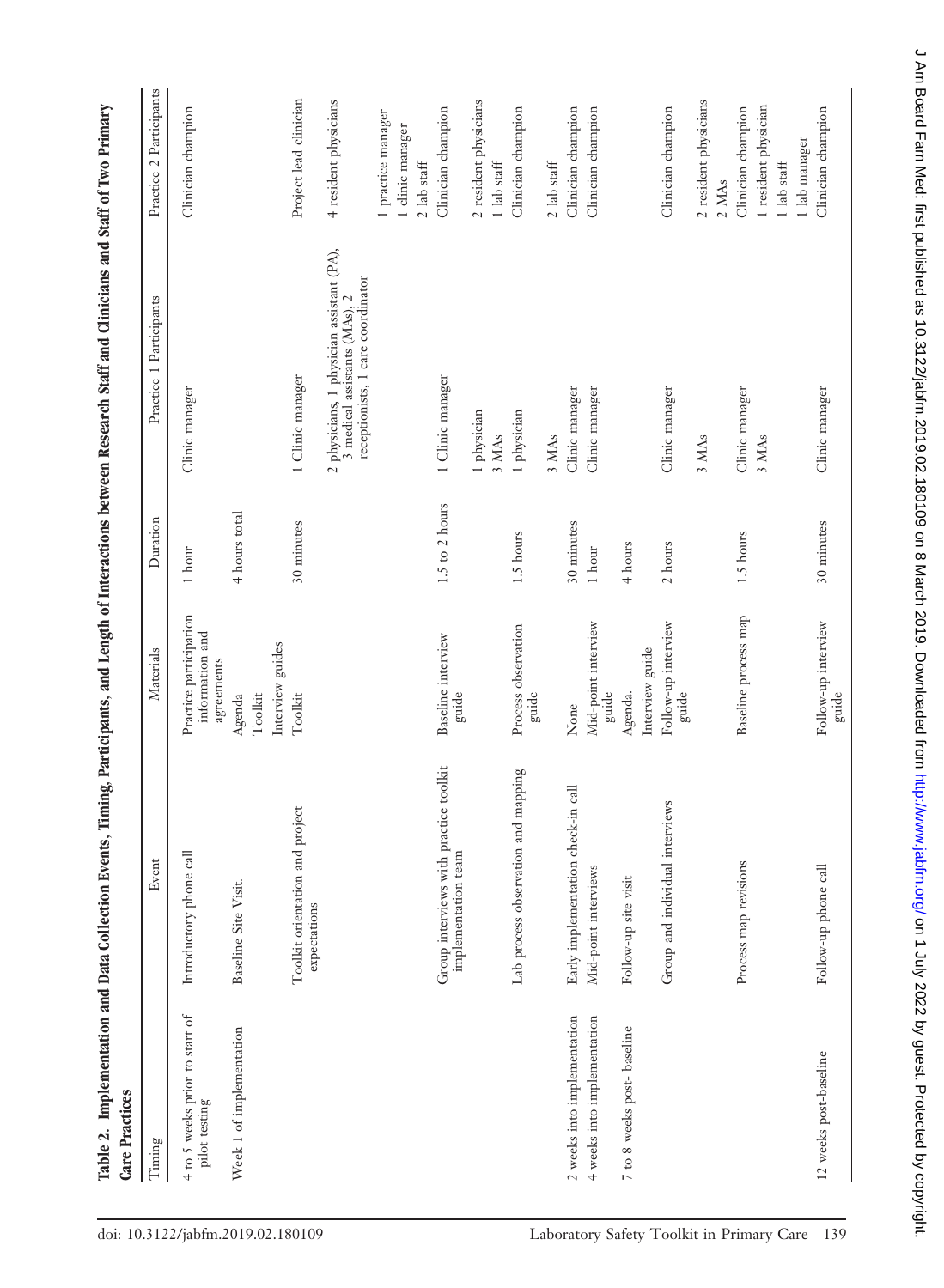**Table 2. Implementation and Data Collection Events, Timing, Participants, and Length of Interactions between Research Staff and Clinicians and Staff of Two Primary Care Practices**

| Timing | Event | Materials | Duration | Practice 1 Participants | Practice 2 Participants |
|---|---|---|---|---|---|
| 4 to 5 weeks prior to start of pilot testing | Introductory phone call | Practice participation information and agreements | 1 hour | Clinic manager | Clinician champion |
| Week 1 of implementation | Baseline Site Visit. | Agenda Toolkit Interview guides | 4 hours total | | |
| | Toolkit orientation and project expectations | Toolkit | 30 minutes | 1 Clinic manager | Project lead clinician |
| | | | | 2 physicians, 1 physician assistant (PA), 3 medical assistants (MAs), 2 receptionists, 1 care coordinator | 4 resident physicians |
| | | | | | 1 practice manager 1 clinic manager 2 lab staff |
| | Group interviews with practice toolkit implementation team | Baseline interview guide | 1.5 to 2 hours | 1 Clinic manager | Clinician champion |
| | | | | 1 physician 3 MAs | 2 resident physicians 1 lab staff |
| | Lab process observation and mapping | Process observation guide | 1.5 hours | 1 physician | Clinician champion |
| | | | | 3 MAs | 2 lab staff |
| 2 weeks into implementation | Early implementation check-in call | None | 30 minutes | Clinic manager | Clinician champion |
| 4 weeks into implementation | Mid-point interviews | Mid-point interview guide | 1 hour | Clinic manager | Clinician champion |
| 7 to 8 weeks post- baseline | Follow-up site visit | Agenda. Interview guide | 4 hours | | |
| | Group and individual interviews | Follow-up interview guide | 2 hours | Clinic manager | Clinician champion |
| | | | | 3 MAs | 2 resident physicians 2 MAs |
| | Process map revisions | Baseline process map | 1.5 hours | Clinic manager 3 MAs | Clinician champion 1 resident physician 1 lab staff 1 lab manager |
| 12 weeks post-baseline | Follow-up phone call | Follow-up interview guide | 30 minutes | Clinic manager | Clinician champion |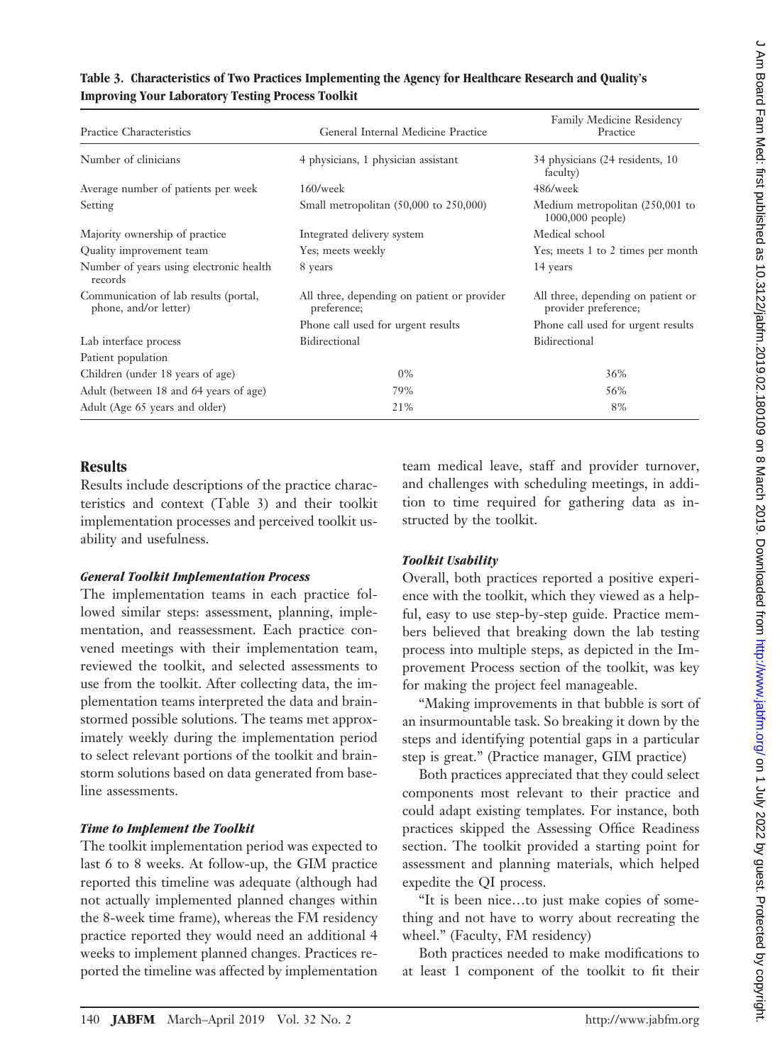**Table 3. Characteristics of Two Practices Implementing the Agency for Healthcare Research and Quality's Improving Your Laboratory Testing Process Toolkit**

| Practice Characteristics | General Internal Medicine Practice | Family Medicine Residency Practice |
|---|---|---|
| Number of clinicians | 4 physicians, 1 physician assistant | 34 physicians (24 residents, 10 faculty) |
| Average number of patients per week | 160/week | 486/week |
| Setting | Small metropolitan (50,000 to 250,000) | Medium metropolitan (250,001 to 1000,000 people) |
| Majority ownership of practice | Integrated delivery system | Medical school |
| Quality improvement team | Yes; meets weekly | Yes; meets 1 to 2 times per month |
| Number of years using electronic health records | 8 years | 14 years |
| Communication of lab results (portal, phone, and/or letter) | All three, depending on patient or provider preference; Phone call used for urgent results | All three, depending on patient or provider preference; Phone call used for urgent results |
| Lab interface process | Bidirectional | Bidirectional |
| Patient population | | |
| Children (under 18 years of age) | 0% | 36% |
| Adult (between 18 and 64 years of age) | 79% | 56% |
| Adult (Age 65 years and older) | 21% | 8% |

## Results

Results include descriptions of the practice characteristics and context (Table 3) and their toolkit implementation processes and perceived toolkit usability and usefulness.

### *General Toolkit Implementation Process*

The implementation teams in each practice followed similar steps: assessment, planning, implementation, and reassessment. Each practice convened meetings with their implementation team, reviewed the toolkit, and selected assessments to use from the toolkit. After collecting data, the implementation teams interpreted the data and brainstormed possible solutions. The teams met approximately weekly during the implementation period to select relevant portions of the toolkit and brainstorm solutions based on data generated from baseline assessments.

### *Time to Implement the Toolkit*

The toolkit implementation period was expected to last 6 to 8 weeks. At follow-up, the GIM practice reported this timeline was adequate (although had not actually implemented planned changes within the 8-week time frame), whereas the FM residency practice reported they would need an additional 4 weeks to implement planned changes. Practices reported the timeline was affected by implementation team medical leave, staff and provider turnover, and challenges with scheduling meetings, in addition to time required for gathering data as instructed by the toolkit.

### *Toolkit Usability*

Overall, both practices reported a positive experience with the toolkit, which they viewed as a helpful, easy to use step-by-step guide. Practice members believed that breaking down the lab testing process into multiple steps, as depicted in the Improvement Process section of the toolkit, was key for making the project feel manageable.

"Making improvements in that bubble is sort of an insurmountable task. So breaking it down by the steps and identifying potential gaps in a particular step is great." (Practice manager, GIM practice)

Both practices appreciated that they could select components most relevant to their practice and could adapt existing templates. For instance, both practices skipped the Assessing Office Readiness section. The toolkit provided a starting point for assessment and planning materials, which helped expedite the QI process.

"It is been nice…to just make copies of something and not have to worry about recreating the wheel." (Faculty, FM residency)

Both practices needed to make modifications to at least 1 component of the toolkit to fit their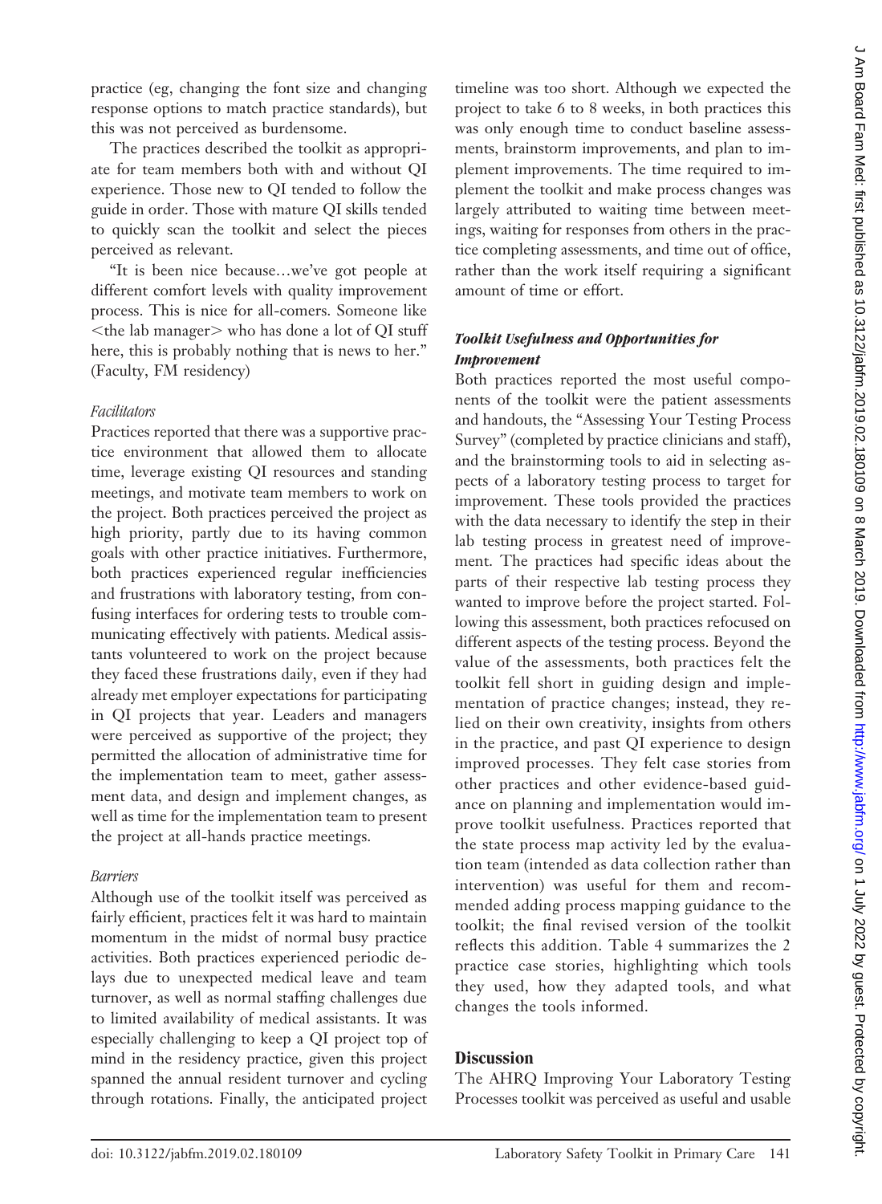practice (eg, changing the font size and changing response options to match practice standards), but this was not perceived as burdensome.

The practices described the toolkit as appropriate for team members both with and without QI experience. Those new to QI tended to follow the guide in order. Those with mature QI skills tended to quickly scan the toolkit and select the pieces perceived as relevant.

"It is been nice because…we've got people at different comfort levels with quality improvement process. This is nice for all-comers. Someone like <the lab manager> who has done a lot of QI stuff here, this is probably nothing that is news to her." (Faculty, FM residency)

#### *Facilitators*

Practices reported that there was a supportive practice environment that allowed them to allocate time, leverage existing QI resources and standing meetings, and motivate team members to work on the project. Both practices perceived the project as high priority, partly due to its having common goals with other practice initiatives. Furthermore, both practices experienced regular inefficiencies and frustrations with laboratory testing, from confusing interfaces for ordering tests to trouble communicating effectively with patients. Medical assistants volunteered to work on the project because they faced these frustrations daily, even if they had already met employer expectations for participating in QI projects that year. Leaders and managers were perceived as supportive of the project; they permitted the allocation of administrative time for the implementation team to meet, gather assessment data, and design and implement changes, as well as time for the implementation team to present the project at all-hands practice meetings.

#### *Barriers*

Although use of the toolkit itself was perceived as fairly efficient, practices felt it was hard to maintain momentum in the midst of normal busy practice activities. Both practices experienced periodic delays due to unexpected medical leave and team turnover, as well as normal staffing challenges due to limited availability of medical assistants. It was especially challenging to keep a QI project top of mind in the residency practice, given this project spanned the annual resident turnover and cycling through rotations. Finally, the anticipated project timeline was too short. Although we expected the project to take 6 to 8 weeks, in both practices this was only enough time to conduct baseline assessments, brainstorm improvements, and plan to implement improvements. The time required to implement the toolkit and make process changes was largely attributed to waiting time between meetings, waiting for responses from others in the practice completing assessments, and time out of office, rather than the work itself requiring a significant amount of time or effort.

### ***Toolkit Usefulness and Opportunities for Improvement***

Both practices reported the most useful components of the toolkit were the patient assessments and handouts, the "Assessing Your Testing Process Survey" (completed by practice clinicians and staff), and the brainstorming tools to aid in selecting aspects of a laboratory testing process to target for improvement. These tools provided the practices with the data necessary to identify the step in their lab testing process in greatest need of improvement. The practices had specific ideas about the parts of their respective lab testing process they wanted to improve before the project started. Following this assessment, both practices refocused on different aspects of the testing process. Beyond the value of the assessments, both practices felt the toolkit fell short in guiding design and implementation of practice changes; instead, they relied on their own creativity, insights from others in the practice, and past QI experience to design improved processes. They felt case stories from other practices and other evidence-based guidance on planning and implementation would improve toolkit usefulness. Practices reported that the state process map activity led by the evaluation team (intended as data collection rather than intervention) was useful for them and recommended adding process mapping guidance to the toolkit; the final revised version of the toolkit reflects this addition. Table 4 summarizes the 2 practice case stories, highlighting which tools they used, how they adapted tools, and what changes the tools informed.

## Discussion

The AHRQ Improving Your Laboratory Testing Processes toolkit was perceived as useful and usable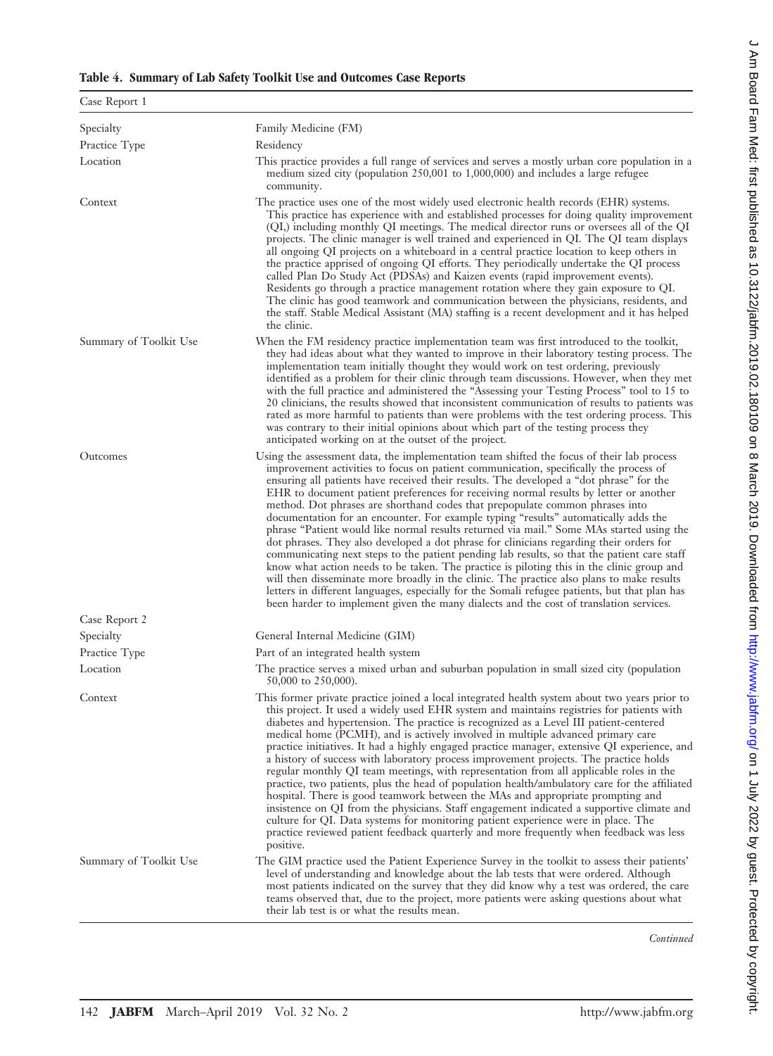**Table 4. Summary of Lab Safety Toolkit Use and Outcomes Case Reports**

| Case Report 1 | |
|---|---|
| Specialty | Family Medicine (FM) |
| Practice Type | Residency |
| Location | This practice provides a full range of services and serves a mostly urban core population in a medium sized city (population 250,001 to 1,000,000) and includes a large refugee community. |
| Context | The practice uses one of the most widely used electronic health records (EHR) systems. This practice has experience with and established processes for doing quality improvement (QI,) including monthly QI meetings. The medical director runs or oversees all of the QI projects. The clinic manager is well trained and experienced in QI. The QI team displays all ongoing QI projects on a whiteboard in a central practice location to keep others in the practice apprised of ongoing QI efforts. They periodically undertake the QI process called Plan Do Study Act (PDSAs) and Kaizen events (rapid improvement events). Residents go through a practice management rotation where they gain exposure to QI. The clinic has good teamwork and communication between the physicians, residents, and the staff. Stable Medical Assistant (MA) staffing is a recent development and it has helped the clinic. |
| Summary of Toolkit Use | When the FM residency practice implementation team was first introduced to the toolkit, they had ideas about what they wanted to improve in their laboratory testing process. The implementation team initially thought they would work on test ordering, previously identified as a problem for their clinic through team discussions. However, when they met with the full practice and administered the "Assessing your Testing Process" tool to 15 to 20 clinicians, the results showed that inconsistent communication of results to patients was rated as more harmful to patients than were problems with the test ordering process. This was contrary to their initial opinions about which part of the testing process they anticipated working on at the outset of the project. |
| Outcomes | Using the assessment data, the implementation team shifted the focus of their lab process improvement activities to focus on patient communication, specifically the process of ensuring all patients have received their results. The developed a "dot phrase" for the EHR to document patient preferences for receiving normal results by letter or another method. Dot phrases are shorthand codes that prepopulate common phrases into documentation for an encounter. For example typing "results" automatically adds the phrase "Patient would like normal results returned via mail." Some MAs started using the dot phrases. They also developed a dot phrase for clinicians regarding their orders for communicating next steps to the patient pending lab results, so that the patient care staff know what action needs to be taken. The practice is piloting this in the clinic group and will then disseminate more broadly in the clinic. The practice also plans to make results letters in different languages, especially for the Somali refugee patients, but that plan has been harder to implement given the many dialects and the cost of translation services. |
| **Case Report 2** | |
| Specialty | General Internal Medicine (GIM) |
| Practice Type | Part of an integrated health system |
| Location | The practice serves a mixed urban and suburban population in small sized city (population 50,000 to 250,000). |
| Context | This former private practice joined a local integrated health system about two years prior to this project. It used a widely used EHR system and maintains registries for patients with diabetes and hypertension. The practice is recognized as a Level III patient-centered medical home (PCMH), and is actively involved in multiple advanced primary care practice initiatives. It had a highly engaged practice manager, extensive QI experience, and a history of success with laboratory process improvement projects. The practice holds regular monthly QI team meetings, with representation from all applicable roles in the practice, two patients, plus the head of population health/ambulatory care for the affiliated hospital. There is good teamwork between the MAs and appropriate prompting and insistence on QI from the physicians. Staff engagement indicated a supportive climate and culture for QI. Data systems for monitoring patient experience were in place. The practice reviewed patient feedback quarterly and more frequently when feedback was less positive. |
| Summary of Toolkit Use | The GIM practice used the Patient Experience Survey in the toolkit to assess their patients' level of understanding and knowledge about the lab tests that were ordered. Although most patients indicated on the survey that they did know why a test was ordered, the care teams observed that, due to the project, more patients were asking questions about what their lab test is or what the results mean. |

*Continued*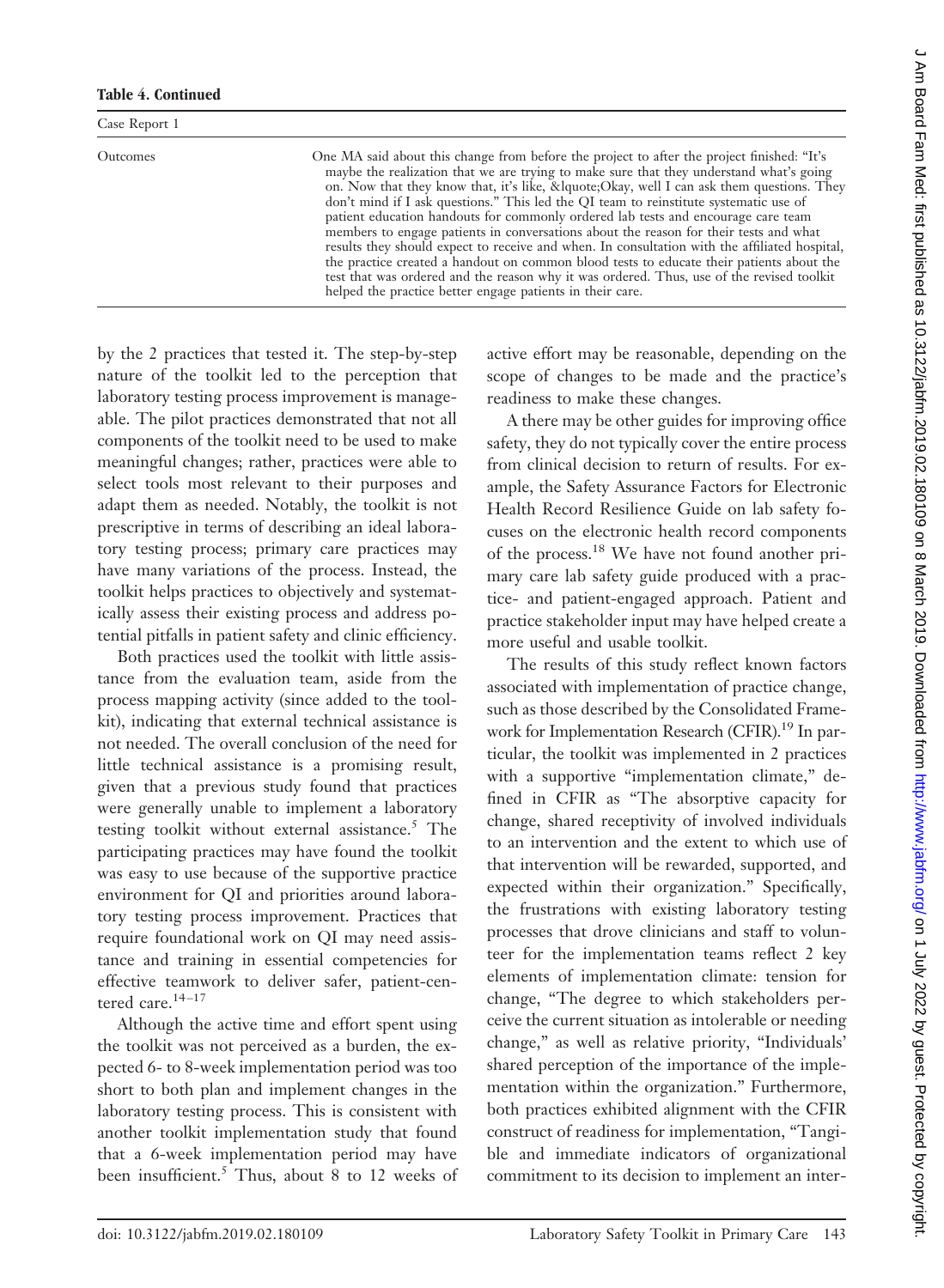**Table 4. Continued**

| Case Report 1 | |
|---|---|
| Outcomes | One MA said about this change from before the project to after the project finished: "It's maybe the realization that we are trying to make sure that they understand what's going on. Now that they know that, it's like, &lquote;Okay, well I can ask them questions. They don't mind if I ask questions." This led the QI team to reinstitute systematic use of patient education handouts for commonly ordered lab tests and encourage care team members to engage patients in conversations about the reason for their tests and what results they should expect to receive and when. In consultation with the affiliated hospital, the practice created a handout on common blood tests to educate their patients about the test that was ordered and the reason why it was ordered. Thus, use of the revised toolkit helped the practice better engage patients in their care. |

by the 2 practices that tested it. The step-by-step nature of the toolkit led to the perception that laboratory testing process improvement is manageable. The pilot practices demonstrated that not all components of the toolkit need to be used to make meaningful changes; rather, practices were able to select tools most relevant to their purposes and adapt them as needed. Notably, the toolkit is not prescriptive in terms of describing an ideal laboratory testing process; primary care practices may have many variations of the process. Instead, the toolkit helps practices to objectively and systematically assess their existing process and address potential pitfalls in patient safety and clinic efficiency.

Both practices used the toolkit with little assistance from the evaluation team, aside from the process mapping activity (since added to the toolkit), indicating that external technical assistance is not needed. The overall conclusion of the need for little technical assistance is a promising result, given that a previous study found that practices were generally unable to implement a laboratory testing toolkit without external assistance.[5] The participating practices may have found the toolkit was easy to use because of the supportive practice environment for QI and priorities around laboratory testing process improvement. Practices that require foundational work on QI may need assistance and training in essential competencies for effective teamwork to deliver safer, patient-centered care.[14–17]

Although the active time and effort spent using the toolkit was not perceived as a burden, the expected 6- to 8-week implementation period was too short to both plan and implement changes in the laboratory testing process. This is consistent with another toolkit implementation study that found that a 6-week implementation period may have been insufficient.[5] Thus, about 8 to 12 weeks of active effort may be reasonable, depending on the scope of changes to be made and the practice's readiness to make these changes.

A there may be other guides for improving office safety, they do not typically cover the entire process from clinical decision to return of results. For example, the Safety Assurance Factors for Electronic Health Record Resilience Guide on lab safety focuses on the electronic health record components of the process.[18] We have not found another primary care lab safety guide produced with a practice- and patient-engaged approach. Patient and practice stakeholder input may have helped create a more useful and usable toolkit.

The results of this study reflect known factors associated with implementation of practice change, such as those described by the Consolidated Framework for Implementation Research (CFIR).[19] In particular, the toolkit was implemented in 2 practices with a supportive "implementation climate," defined in CFIR as "The absorptive capacity for change, shared receptivity of involved individuals to an intervention and the extent to which use of that intervention will be rewarded, supported, and expected within their organization." Specifically, the frustrations with existing laboratory testing processes that drove clinicians and staff to volunteer for the implementation teams reflect 2 key elements of implementation climate: tension for change, "The degree to which stakeholders perceive the current situation as intolerable or needing change," as well as relative priority, "Individuals' shared perception of the importance of the implementation within the organization." Furthermore, both practices exhibited alignment with the CFIR construct of readiness for implementation, "Tangible and immediate indicators of organizational commitment to its decision to implement an inter-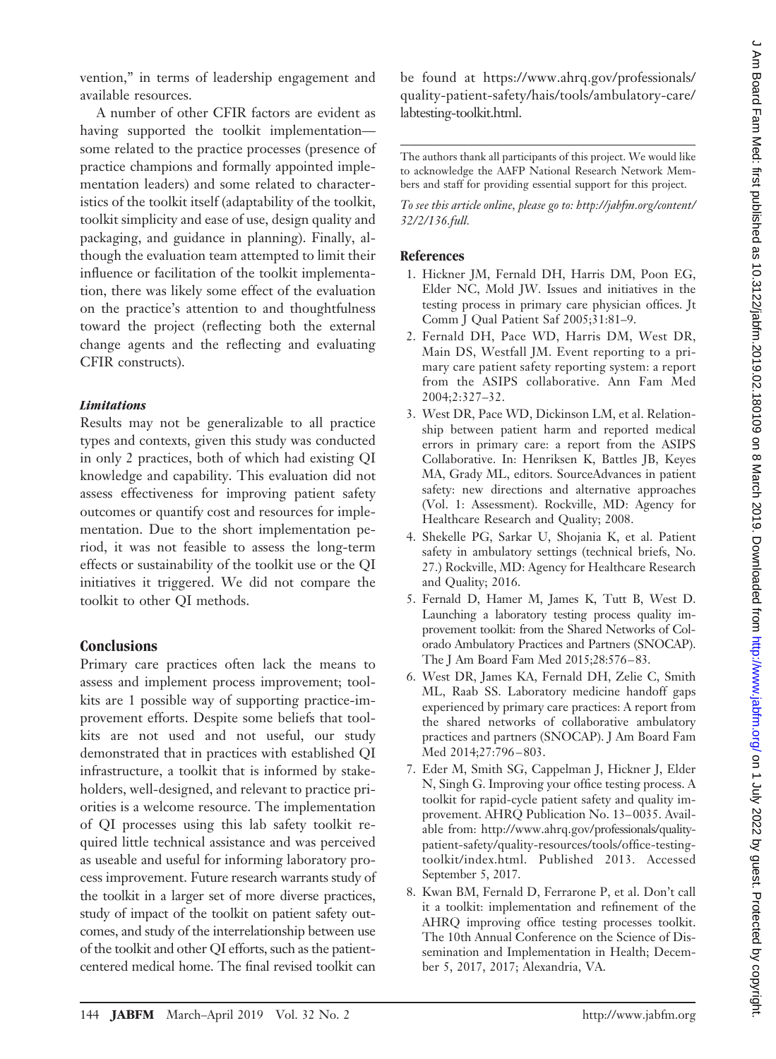vention," in terms of leadership engagement and available resources.

A number of other CFIR factors are evident as having supported the toolkit implementation—some related to the practice processes (presence of practice champions and formally appointed implementation leaders) and some related to characteristics of the toolkit itself (adaptability of the toolkit, toolkit simplicity and ease of use, design quality and packaging, and guidance in planning). Finally, although the evaluation team attempted to limit their influence or facilitation of the toolkit implementation, there was likely some effect of the evaluation on the practice's attention to and thoughtfulness toward the project (reflecting both the external change agents and the reflecting and evaluating CFIR constructs).

### *Limitations*

Results may not be generalizable to all practice types and contexts, given this study was conducted in only 2 practices, both of which had existing QI knowledge and capability. This evaluation did not assess effectiveness for improving patient safety outcomes or quantify cost and resources for implementation. Due to the short implementation period, it was not feasible to assess the long-term effects or sustainability of the toolkit use or the QI initiatives it triggered. We did not compare the toolkit to other QI methods.

## Conclusions

Primary care practices often lack the means to assess and implement process improvement; toolkits are 1 possible way of supporting practice-improvement efforts. Despite some beliefs that toolkits are not used and not useful, our study demonstrated that in practices with established QI infrastructure, a toolkit that is informed by stakeholders, well-designed, and relevant to practice priorities is a welcome resource. The implementation of QI processes using this lab safety toolkit required little technical assistance and was perceived as useable and useful for informing laboratory process improvement. Future research warrants study of the toolkit in a larger set of more diverse practices, study of impact of the toolkit on patient safety outcomes, and study of the interrelationship between use of the toolkit and other QI efforts, such as the patient-centered medical home. The final revised toolkit can be found at https://www.ahrq.gov/professionals/quality-patient-safety/hais/tools/ambulatory-care/labtesting-toolkit.html.

---

The authors thank all participants of this project. We would like to acknowledge the AAFP National Research Network Members and staff for providing essential support for this project.

*To see this article online, please go to: http://jabfm.org/content/32/2/136.full.*

## References

1. Hickner JM, Fernald DH, Harris DM, Poon EG, Elder NC, Mold JW. Issues and initiatives in the testing process in primary care physician offices. Jt Comm J Qual Patient Saf 2005;31:81–9.
2. Fernald DH, Pace WD, Harris DM, West DR, Main DS, Westfall JM. Event reporting to a primary care patient safety reporting system: a report from the ASIPS collaborative. Ann Fam Med 2004;2:327–32.
3. West DR, Pace WD, Dickinson LM, et al. Relationship between patient harm and reported medical errors in primary care: a report from the ASIPS Collaborative. In: Henriksen K, Battles JB, Keyes MA, Grady ML, editors. SourceAdvances in patient safety: new directions and alternative approaches (Vol. 1: Assessment). Rockville, MD: Agency for Healthcare Research and Quality; 2008.
4. Shekelle PG, Sarkar U, Shojania K, et al. Patient safety in ambulatory settings (technical briefs, No. 27.) Rockville, MD: Agency for Healthcare Research and Quality; 2016.
5. Fernald D, Hamer M, James K, Tutt B, West D. Launching a laboratory testing process quality improvement toolkit: from the Shared Networks of Colorado Ambulatory Practices and Partners (SNOCAP). The J Am Board Fam Med 2015;28:576–83.
6. West DR, James KA, Fernald DH, Zelie C, Smith ML, Raab SS. Laboratory medicine handoff gaps experienced by primary care practices: A report from the shared networks of collaborative ambulatory practices and partners (SNOCAP). J Am Board Fam Med 2014;27:796–803.
7. Eder M, Smith SG, Cappelman J, Hickner J, Elder N, Singh G. Improving your office testing process. A toolkit for rapid-cycle patient safety and quality improvement. AHRQ Publication No. 13–0035. Available from: http://www.ahrq.gov/professionals/quality-patient-safety/quality-resources/tools/office-testing-toolkit/index.html. Published 2013. Accessed September 5, 2017.
8. Kwan BM, Fernald D, Ferrarone P, et al. Don't call it a toolkit: implementation and refinement of the AHRQ improving office testing processes toolkit. The 10th Annual Conference on the Science of Dissemination and Implementation in Health; December 5, 2017, 2017; Alexandria, VA.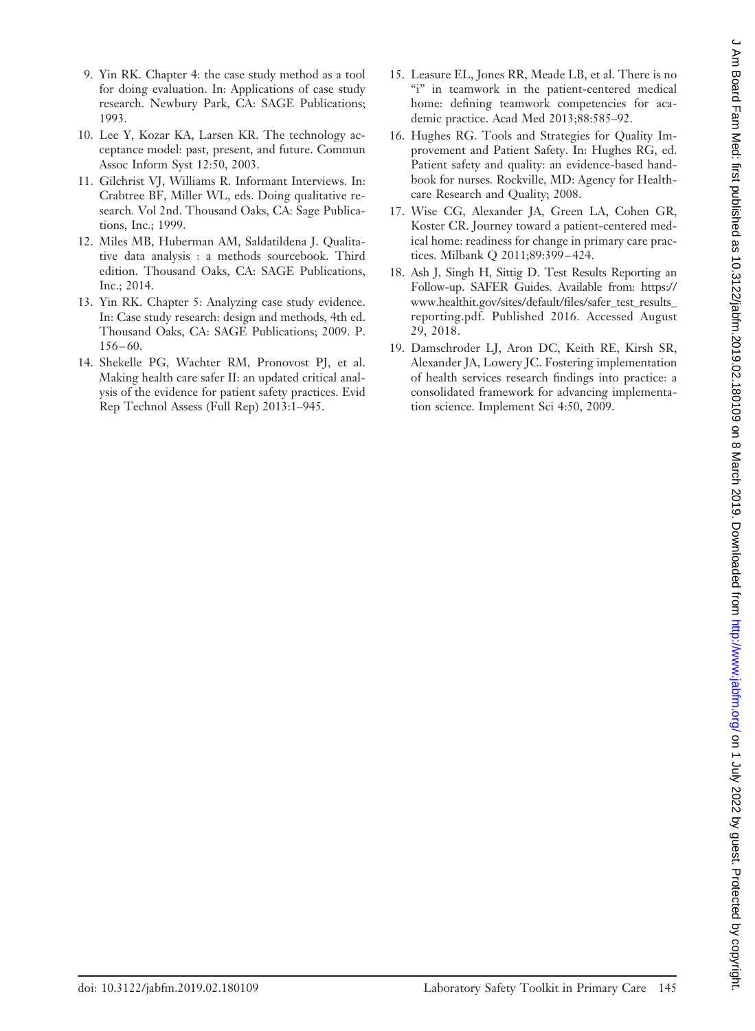9. Yin RK. Chapter 4: the case study method as a tool for doing evaluation. In: Applications of case study research. Newbury Park, CA: SAGE Publications; 1993.
10. Lee Y, Kozar KA, Larsen KR. The technology acceptance model: past, present, and future. Commun Assoc Inform Syst 12:50, 2003.
11. Gilchrist VJ, Williams R. Informant Interviews. In: Crabtree BF, Miller WL, eds. Doing qualitative research. Vol 2nd. Thousand Oaks, CA: Sage Publications, Inc.; 1999.
12. Miles MB, Huberman AM, Saldatildena J. Qualitative data analysis : a methods sourcebook. Third edition. Thousand Oaks, CA: SAGE Publications, Inc.; 2014.
13. Yin RK. Chapter 5: Analyzing case study evidence. In: Case study research: design and methods, 4th ed. Thousand Oaks, CA: SAGE Publications; 2009. P. 156–60.
14. Shekelle PG, Wachter RM, Pronovost PJ, et al. Making health care safer II: an updated critical analysis of the evidence for patient safety practices. Evid Rep Technol Assess (Full Rep) 2013:1–945.
15. Leasure EL, Jones RR, Meade LB, et al. There is no "i" in teamwork in the patient-centered medical home: defining teamwork competencies for academic practice. Acad Med 2013;88:585–92.
16. Hughes RG. Tools and Strategies for Quality Improvement and Patient Safety. In: Hughes RG, ed. Patient safety and quality: an evidence-based handbook for nurses. Rockville, MD: Agency for Healthcare Research and Quality; 2008.
17. Wise CG, Alexander JA, Green LA, Cohen GR, Koster CR. Journey toward a patient-centered medical home: readiness for change in primary care practices. Milbank Q 2011;89:399–424.
18. Ash J, Singh H, Sittig D. Test Results Reporting an Follow-up. SAFER Guides. Available from: https://www.healthit.gov/sites/default/files/safer_test_results_reporting.pdf. Published 2016. Accessed August 29, 2018.
19. Damschroder LJ, Aron DC, Keith RE, Kirsh SR, Alexander JA, Lowery JC. Fostering implementation of health services research findings into practice: a consolidated framework for advancing implementation science. Implement Sci 4:50, 2009.